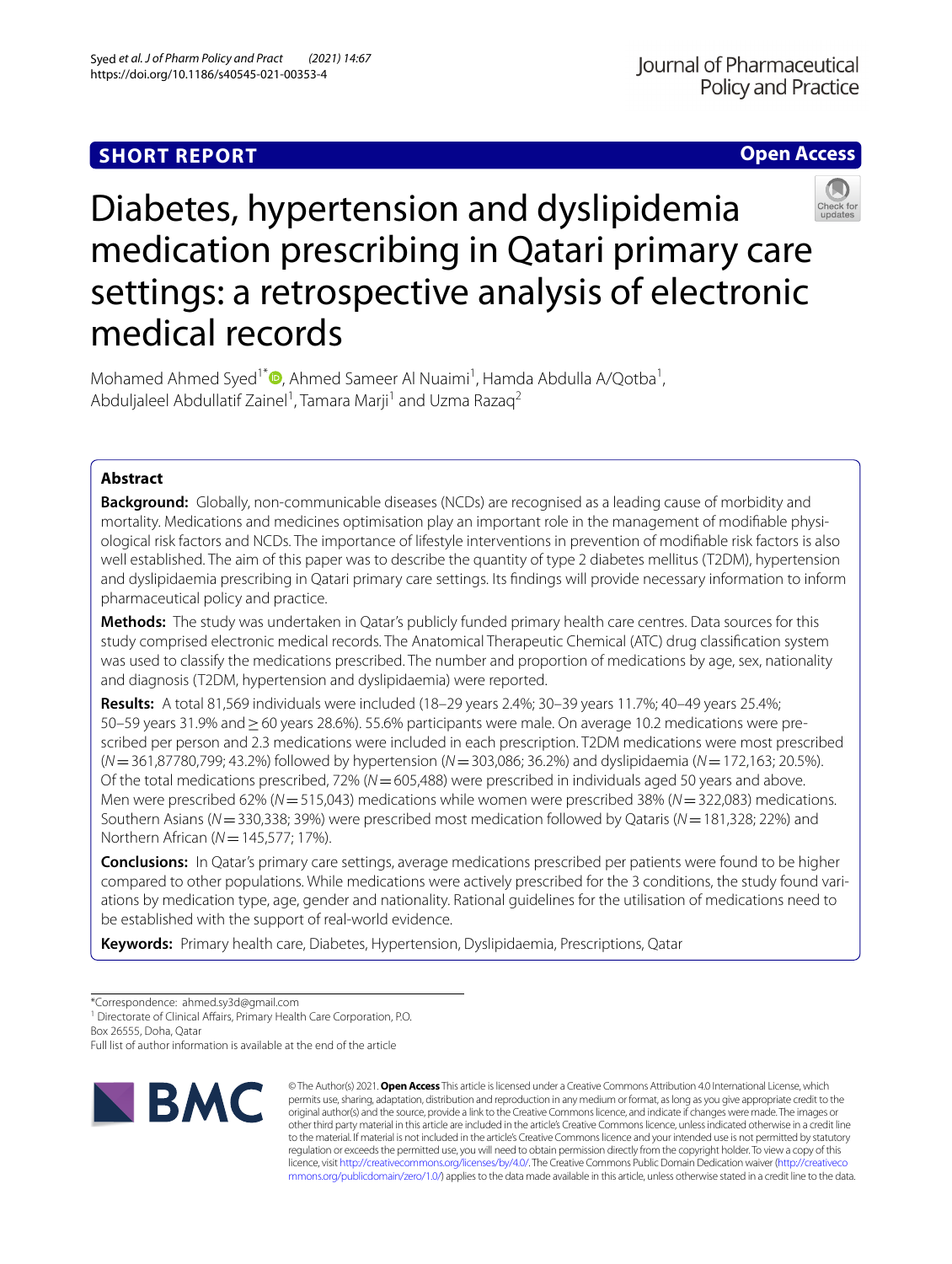SHORT REPORT

Open Access

# Diabetes, hypertension and dyslipidemia medication prescribing in Qatari primary care settings: a retrospective analysis of electronic medical records

Mohamed Ahmed Syed[1*], Ahmed Sameer Al Nuaimi[1], Hamda Abdulla A/Qotba[1], Abduljaleel Abdullatif Zainel[1], Tamara Marji[1] and Uzma Razaq[2]

## Abstract

**Background:** Globally, non-communicable diseases (NCDs) are recognised as a leading cause of morbidity and mortality. Medications and medicines optimisation play an important role in the management of modifiable physiological risk factors and NCDs. The importance of lifestyle interventions in prevention of modifiable risk factors is also well established. The aim of this paper was to describe the quantity of type 2 diabetes mellitus (T2DM), hypertension and dyslipidaemia prescribing in Qatari primary care settings. Its findings will provide necessary information to inform pharmaceutical policy and practice.

**Methods:** The study was undertaken in Qatar's publicly funded primary health care centres. Data sources for this study comprised electronic medical records. The Anatomical Therapeutic Chemical (ATC) drug classification system was used to classify the medications prescribed. The number and proportion of medications by age, sex, nationality and diagnosis (T2DM, hypertension and dyslipidaemia) were reported.

**Results:** A total 81,569 individuals were included (18–29 years 2.4%; 30–39 years 11.7%; 40–49 years 25.4%; 50–59 years 31.9% and ≥ 60 years 28.6%). 55.6% participants were male. On average 10.2 medications were prescribed per person and 2.3 medications were included in each prescription. T2DM medications were most prescribed (N = 361,87780,799; 43.2%) followed by hypertension (N = 303,086; 36.2%) and dyslipidaemia (N = 172,163; 20.5%). Of the total medications prescribed, 72% (N = 605,488) were prescribed in individuals aged 50 years and above. Men were prescribed 62% (N = 515,043) medications while women were prescribed 38% (N = 322,083) medications. Southern Asians (N = 330,338; 39%) were prescribed most medication followed by Qataris (N = 181,328; 22%) and Northern African (N = 145,577; 17%).

**Conclusions:** In Qatar's primary care settings, average medications prescribed per patients were found to be higher compared to other populations. While medications were actively prescribed for the 3 conditions, the study found variations by medication type, age, gender and nationality. Rational guidelines for the utilisation of medications need to be established with the support of real-world evidence.

**Keywords:** Primary health care, Diabetes, Hypertension, Dyslipidaemia, Prescriptions, Qatar

*Correspondence: ahmed.sy3d@gmail.com

[1] Directorate of Clinical Affairs, Primary Health Care Corporation, P.O. Box 26555, Doha, Qatar

Full list of author information is available at the end of the article

© The Author(s) 2021. **Open Access** This article is licensed under a Creative Commons Attribution 4.0 International License, which permits use, sharing, adaptation, distribution and reproduction in any medium or format, as long as you give appropriate credit to the original author(s) and the source, provide a link to the Creative Commons licence, and indicate if changes were made. The images or other third party material in this article are included in the article's Creative Commons licence, unless indicated otherwise in a credit line to the material. If material is not included in the article's Creative Commons licence and your intended use is not permitted by statutory regulation or exceeds the permitted use, you will need to obtain permission directly from the copyright holder. To view a copy of this licence, visit http://creativecommons.org/licenses/by/4.0/. The Creative Commons Public Domain Dedication waiver (http://creativecommons.org/publicdomain/zero/1.0/) applies to the data made available in this article, unless otherwise stated in a credit line to the data.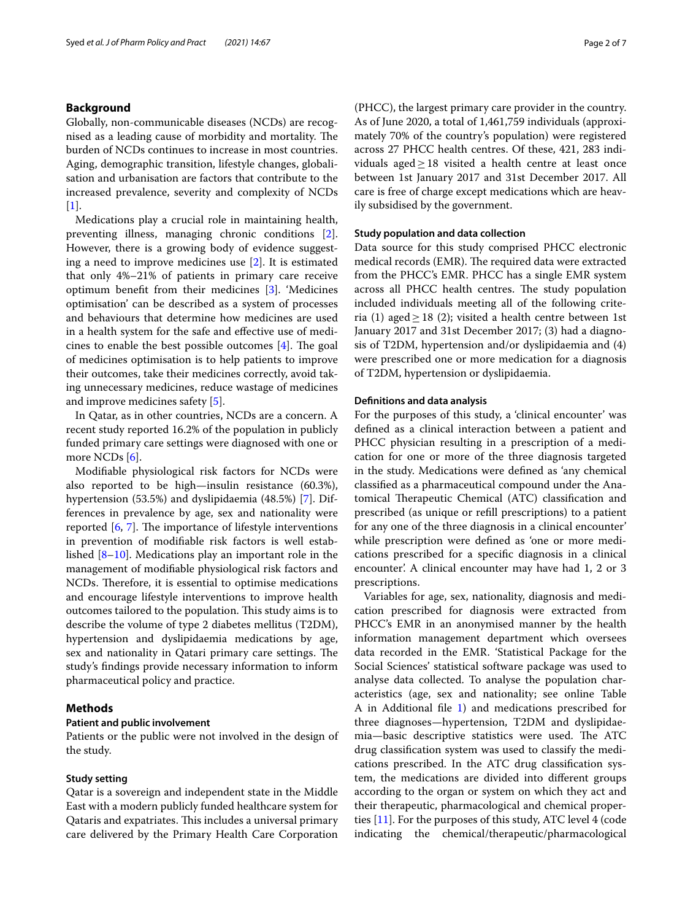## Background

Globally, non-communicable diseases (NCDs) are recognised as a leading cause of morbidity and mortality. The burden of NCDs continues to increase in most countries. Aging, demographic transition, lifestyle changes, globalisation and urbanisation are factors that contribute to the increased prevalence, severity and complexity of NCDs [1].

Medications play a crucial role in maintaining health, preventing illness, managing chronic conditions [2]. However, there is a growing body of evidence suggesting a need to improve medicines use [2]. It is estimated that only 4%–21% of patients in primary care receive optimum benefit from their medicines [3]. 'Medicines optimisation' can be described as a system of processes and behaviours that determine how medicines are used in a health system for the safe and effective use of medicines to enable the best possible outcomes [4]. The goal of medicines optimisation is to help patients to improve their outcomes, take their medicines correctly, avoid taking unnecessary medicines, reduce wastage of medicines and improve medicines safety [5].

In Qatar, as in other countries, NCDs are a concern. A recent study reported 16.2% of the population in publicly funded primary care settings were diagnosed with one or more NCDs [6].

Modifiable physiological risk factors for NCDs were also reported to be high—insulin resistance (60.3%), hypertension (53.5%) and dyslipidaemia (48.5%) [7]. Differences in prevalence by age, sex and nationality were reported [6, 7]. The importance of lifestyle interventions in prevention of modifiable risk factors is well established [8–10]. Medications play an important role in the management of modifiable physiological risk factors and NCDs. Therefore, it is essential to optimise medications and encourage lifestyle interventions to improve health outcomes tailored to the population. This study aims is to describe the volume of type 2 diabetes mellitus (T2DM), hypertension and dyslipidaemia medications by age, sex and nationality in Qatari primary care settings. The study's findings provide necessary information to inform pharmaceutical policy and practice.

## Methods

### Patient and public involvement

Patients or the public were not involved in the design of the study.

### Study setting

Qatar is a sovereign and independent state in the Middle East with a modern publicly funded healthcare system for Qataris and expatriates. This includes a universal primary care delivered by the Primary Health Care Corporation (PHCC), the largest primary care provider in the country. As of June 2020, a total of 1,461,759 individuals (approximately 70% of the country's population) were registered across 27 PHCC health centres. Of these, 421, 283 individuals aged ≥ 18 visited a health centre at least once between 1st January 2017 and 31st December 2017. All care is free of charge except medications which are heavily subsidised by the government.

### Study population and data collection

Data source for this study comprised PHCC electronic medical records (EMR). The required data were extracted from the PHCC's EMR. PHCC has a single EMR system across all PHCC health centres. The study population included individuals meeting all of the following criteria (1) aged ≥ 18 (2); visited a health centre between 1st January 2017 and 31st December 2017; (3) had a diagnosis of T2DM, hypertension and/or dyslipidaemia and (4) were prescribed one or more medication for a diagnosis of T2DM, hypertension or dyslipidaemia.

### Definitions and data analysis

For the purposes of this study, a 'clinical encounter' was defined as a clinical interaction between a patient and PHCC physician resulting in a prescription of a medication for one or more of the three diagnosis targeted in the study. Medications were defined as 'any chemical classified as a pharmaceutical compound under the Anatomical Therapeutic Chemical (ATC) classification and prescribed (as unique or refill prescriptions) to a patient for any one of the three diagnosis in a clinical encounter' while prescription were defined as 'one or more medications prescribed for a specific diagnosis in a clinical encounter'. A clinical encounter may have had 1, 2 or 3 prescriptions.

Variables for age, sex, nationality, diagnosis and medication prescribed for diagnosis were extracted from PHCC's EMR in an anonymised manner by the health information management department which oversees data recorded in the EMR. 'Statistical Package for the Social Sciences' statistical software package was used to analyse data collected. To analyse the population characteristics (age, sex and nationality; see online Table A in Additional file 1) and medications prescribed for three diagnoses—hypertension, T2DM and dyslipidaemia—basic descriptive statistics were used. The ATC drug classification system was used to classify the medications prescribed. In the ATC drug classification system, the medications are divided into different groups according to the organ or system on which they act and their therapeutic, pharmacological and chemical properties [11]. For the purposes of this study, ATC level 4 (code indicating the chemical/therapeutic/pharmacological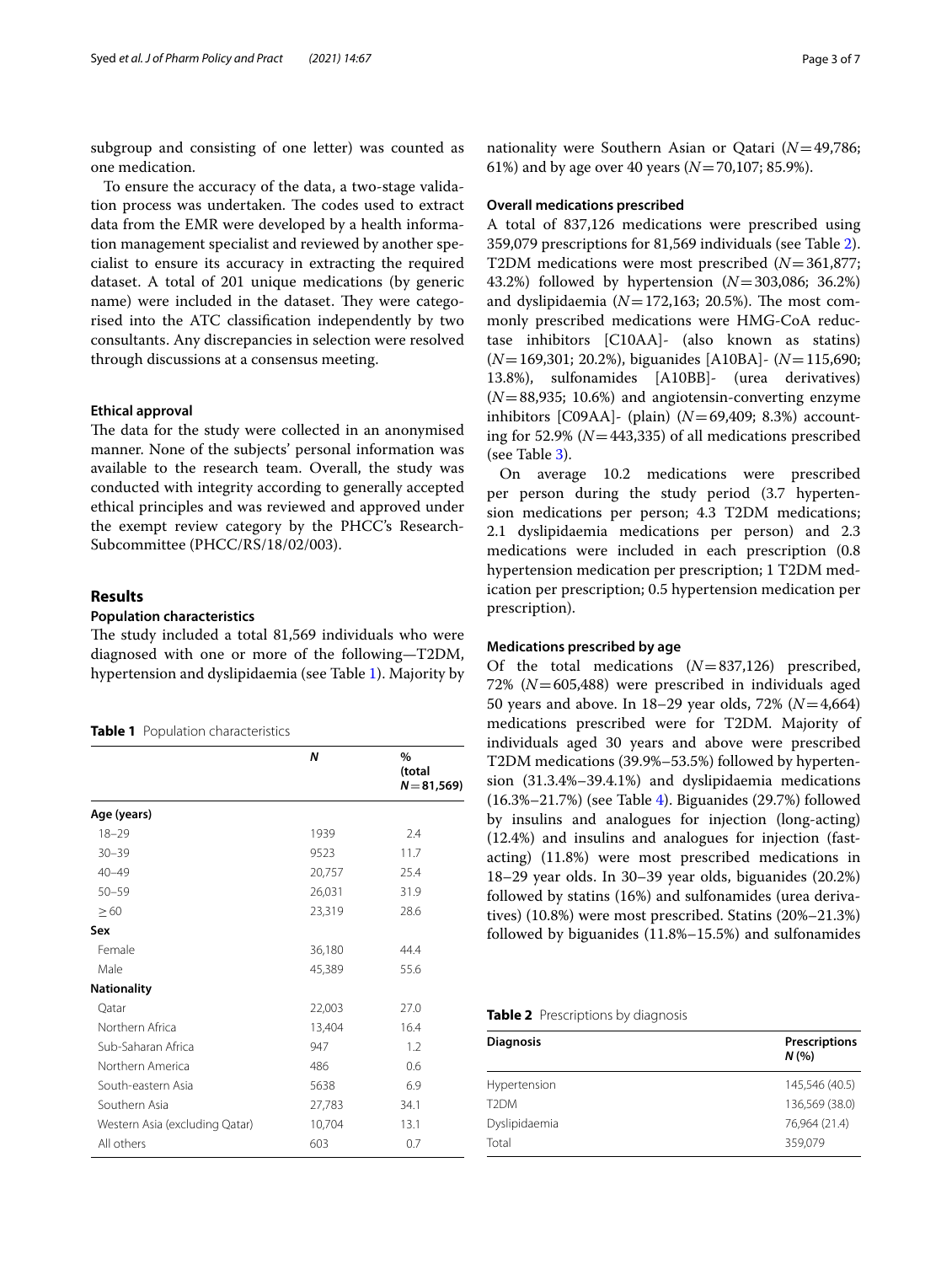subgroup and consisting of one letter) was counted as one medication.

To ensure the accuracy of the data, a two-stage validation process was undertaken. The codes used to extract data from the EMR were developed by a health information management specialist and reviewed by another specialist to ensure its accuracy in extracting the required dataset. A total of 201 unique medications (by generic name) were included in the dataset. They were categorised into the ATC classification independently by two consultants. Any discrepancies in selection were resolved through discussions at a consensus meeting.

### Ethical approval

The data for the study were collected in an anonymised manner. None of the subjects' personal information was available to the research team. Overall, the study was conducted with integrity according to generally accepted ethical principles and was reviewed and approved under the exempt review category by the PHCC's Research-Subcommittee (PHCC/RS/18/02/003).

## Results

### Population characteristics

The study included a total 81,569 individuals who were diagnosed with one or more of the following—T2DM, hypertension and dyslipidaemia (see Table 1). Majority by nationality were Southern Asian or Qatari ($N=49{,}786$; 61%) and by age over 40 years ($N=70{,}107$; 85.9%).

**Table 1** Population characteristics

| | *N* | % (total *N* = 81,569) |
|---|---|---|
| **Age (years)** | | |
| 18–29 | 1939 | 2.4 |
| 30–39 | 9523 | 11.7 |
| 40–49 | 20,757 | 25.4 |
| 50–59 | 26,031 | 31.9 |
| ≥ 60 | 23,319 | 28.6 |
| **Sex** | | |
| Female | 36,180 | 44.4 |
| Male | 45,389 | 55.6 |
| **Nationality** | | |
| Qatar | 22,003 | 27.0 |
| Northern Africa | 13,404 | 16.4 |
| Sub-Saharan Africa | 947 | 1.2 |
| Northern America | 486 | 0.6 |
| South-eastern Asia | 5638 | 6.9 |
| Southern Asia | 27,783 | 34.1 |
| Western Asia (excluding Qatar) | 10,704 | 13.1 |
| All others | 603 | 0.7 |

### Overall medications prescribed

A total of 837,126 medications were prescribed using 359,079 prescriptions for 81,569 individuals (see Table 2). T2DM medications were most prescribed ($N=361{,}877$; 43.2%) followed by hypertension ($N=303{,}086$; 36.2%) and dyslipidaemia ($N=172{,}163$; 20.5%). The most commonly prescribed medications were HMG-CoA reductase inhibitors [C10AA]- (also known as statins) ($N=169{,}301$; 20.2%), biguanides [A10BA]- ($N=115{,}690$; 13.8%), sulfonamides [A10BB]- (urea derivatives) ($N=88{,}935$; 10.6%) and angiotensin-converting enzyme inhibitors [C09AA]- (plain) ($N=69{,}409$; 8.3%) accounting for 52.9% ($N=443{,}335$) of all medications prescribed (see Table 3).

On average 10.2 medications were prescribed per person during the study period (3.7 hypertension medications per person; 4.3 T2DM medications; 2.1 dyslipidaemia medications per person) and 2.3 medications were included in each prescription (0.8 hypertension medication per prescription; 1 T2DM medication per prescription; 0.5 hypertension medication per prescription).

### Medications prescribed by age

Of the total medications ($N=837{,}126$) prescribed, 72% ($N=605{,}488$) were prescribed in individuals aged 50 years and above. In 18–29 year olds, 72% ($N=4{,}664$) medications prescribed were for T2DM. Majority of individuals aged 30 years and above were prescribed T2DM medications (39.9%–53.5%) followed by hypertension (31.3.4%–39.4.1%) and dyslipidaemia medications (16.3%–21.7%) (see Table 4). Biguanides (29.7%) followed by insulins and analogues for injection (long-acting) (12.4%) and insulins and analogues for injection (fast-acting) (11.8%) were most prescribed medications in 18–29 year olds. In 30–39 year olds, biguanides (20.2%) followed by statins (16%) and sulfonamides (urea derivatives) (10.8%) were most prescribed. Statins (20%–21.3%) followed by biguanides (11.8%–15.5%) and sulfonamides

**Table 2** Prescriptions by diagnosis

| Diagnosis | Prescriptions *N* (%) |
|---|---|
| Hypertension | 145,546 (40.5) |
| T2DM | 136,569 (38.0) |
| Dyslipidaemia | 76,964 (21.4) |
| Total | 359,079 |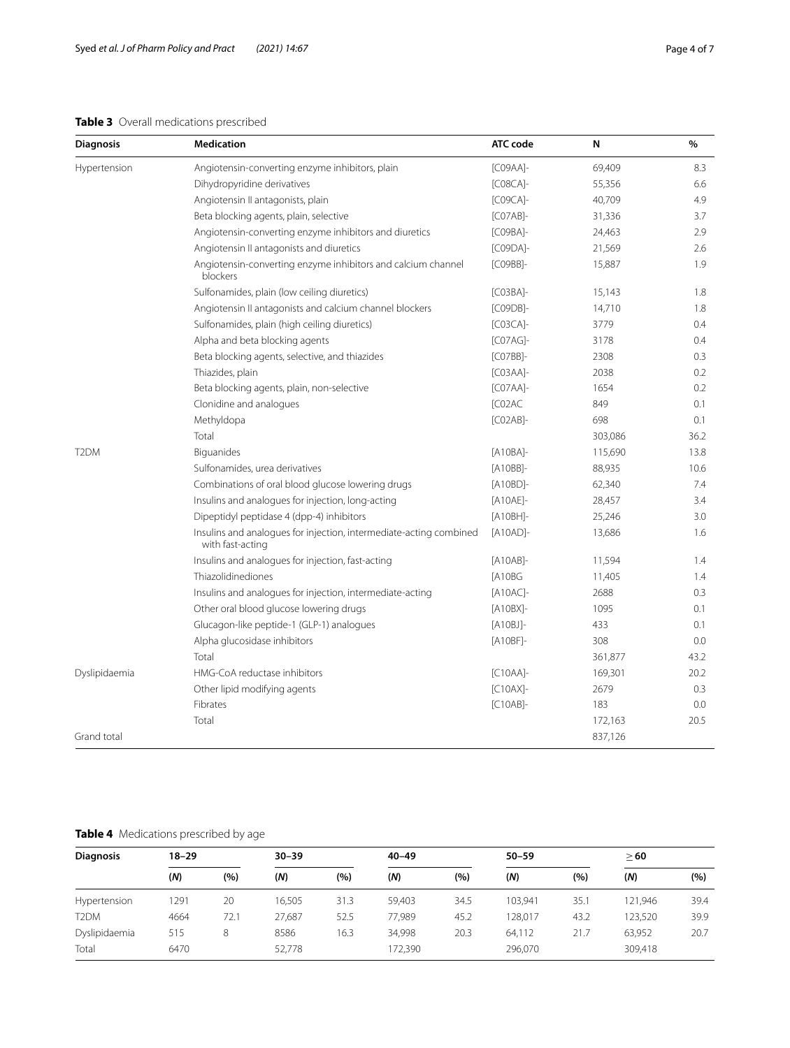**Table 3** Overall medications prescribed

| Diagnosis | Medication | ATC code | N | % |
|---|---|---|---|---|
| Hypertension | Angiotensin-converting enzyme inhibitors, plain | [C09AA]- | 69,409 | 8.3 |
| | Dihydropyridine derivatives | [C08CA]- | 55,356 | 6.6 |
| | Angiotensin II antagonists, plain | [C09CA]- | 40,709 | 4.9 |
| | Beta blocking agents, plain, selective | [C07AB]- | 31,336 | 3.7 |
| | Angiotensin-converting enzyme inhibitors and diuretics | [C09BA]- | 24,463 | 2.9 |
| | Angiotensin II antagonists and diuretics | [C09DA]- | 21,569 | 2.6 |
| | Angiotensin-converting enzyme inhibitors and calcium channel blockers | [C09BB]- | 15,887 | 1.9 |
| | Sulfonamides, plain (low ceiling diuretics) | [C03BA]- | 15,143 | 1.8 |
| | Angiotensin II antagonists and calcium channel blockers | [C09DB]- | 14,710 | 1.8 |
| | Sulfonamides, plain (high ceiling diuretics) | [C03CA]- | 3779 | 0.4 |
| | Alpha and beta blocking agents | [C07AG]- | 3178 | 0.4 |
| | Beta blocking agents, selective, and thiazides | [C07BB]- | 2308 | 0.3 |
| | Thiazides, plain | [C03AA]- | 2038 | 0.2 |
| | Beta blocking agents, plain, non-selective | [C07AA]- | 1654 | 0.2 |
| | Clonidine and analogues | [C02AC | 849 | 0.1 |
| | Methyldopa | [C02AB]- | 698 | 0.1 |
| | Total | | 303,086 | 36.2 |
| T2DM | Biguanides | [A10BA]- | 115,690 | 13.8 |
| | Sulfonamides, urea derivatives | [A10BB]- | 88,935 | 10.6 |
| | Combinations of oral blood glucose lowering drugs | [A10BD]- | 62,340 | 7.4 |
| | Insulins and analogues for injection, long-acting | [A10AE]- | 28,457 | 3.4 |
| | Dipeptidyl peptidase 4 (dpp-4) inhibitors | [A10BH]- | 25,246 | 3.0 |
| | Insulins and analogues for injection, intermediate-acting combined with fast-acting | [A10AD]- | 13,686 | 1.6 |
| | Insulins and analogues for injection, fast-acting | [A10AB]- | 11,594 | 1.4 |
| | Thiazolidinediones | [A10BG | 11,405 | 1.4 |
| | Insulins and analogues for injection, intermediate-acting | [A10AC]- | 2688 | 0.3 |
| | Other oral blood glucose lowering drugs | [A10BX]- | 1095 | 0.1 |
| | Glucagon-like peptide-1 (GLP-1) analogues | [A10BJ]- | 433 | 0.1 |
| | Alpha glucosidase inhibitors | [A10BF]- | 308 | 0.0 |
| | Total | | 361,877 | 43.2 |
| Dyslipidaemia | HMG-CoA reductase inhibitors | [C10AA]- | 169,301 | 20.2 |
| | Other lipid modifying agents | [C10AX]- | 2679 | 0.3 |
| | Fibrates | [C10AB]- | 183 | 0.0 |
| | Total | | 172,163 | 20.5 |
| Grand total | | | 837,126 | |

**Table 4** Medications prescribed by age

| Diagnosis | 18–29 | | 30–39 | | 40–49 | | 50–59 | | ≥ 60 | |
|---|---|---|---|---|---|---|---|---|---|---|
| | (*N*) | (%) | (*N*) | (%) | (*N*) | (%) | (*N*) | (%) | (*N*) | (%) |
| Hypertension | 1291 | 20 | 16,505 | 31.3 | 59,403 | 34.5 | 103,941 | 35.1 | 121,946 | 39.4 |
| T2DM | 4664 | 72.1 | 27,687 | 52.5 | 77,989 | 45.2 | 128,017 | 43.2 | 123,520 | 39.9 |
| Dyslipidaemia | 515 | 8 | 8586 | 16.3 | 34,998 | 20.3 | 64,112 | 21.7 | 63,952 | 20.7 |
| Total | 6470 | | 52,778 | | 172,390 | | 296,070 | | 309,418 | |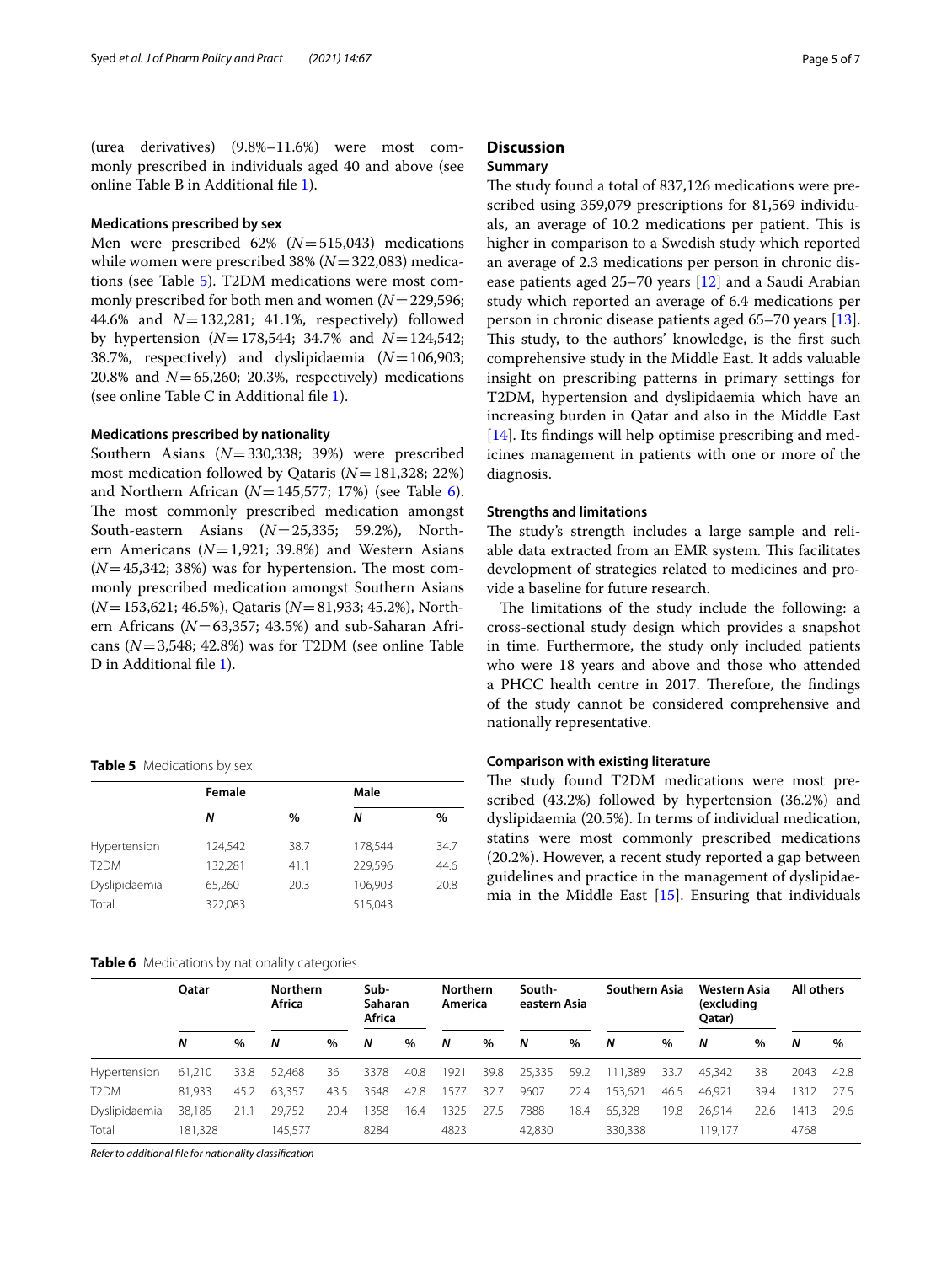(urea derivatives) (9.8%–11.6%) were most commonly prescribed in individuals aged 40 and above (see online Table B in Additional file 1).

### Medications prescribed by sex

Men were prescribed 62% (*N* = 515,043) medications while women were prescribed 38% (*N* = 322,083) medications (see Table 5). T2DM medications were most commonly prescribed for both men and women (*N* = 229,596; 44.6% and *N* = 132,281; 41.1%, respectively) followed by hypertension (*N* = 178,544; 34.7% and *N* = 124,542; 38.7%, respectively) and dyslipidaemia (*N* = 106,903; 20.8% and *N* = 65,260; 20.3%, respectively) medications (see online Table C in Additional file 1).

### Medications prescribed by nationality

Southern Asians (*N* = 330,338; 39%) were prescribed most medication followed by Qataris (*N* = 181,328; 22%) and Northern African (*N* = 145,577; 17%) (see Table 6). The most commonly prescribed medication amongst South-eastern Asians (*N* = 25,335; 59.2%), Northern Americans (*N* = 1,921; 39.8%) and Western Asians (*N* = 45,342; 38%) was for hypertension. The most commonly prescribed medication amongst Southern Asians (*N* = 153,621; 46.5%), Qataris (*N* = 81,933; 45.2%), Northern Africans (*N* = 63,357; 43.5%) and sub-Saharan Africans (*N* = 3,548; 42.8%) was for T2DM (see online Table D in Additional file 1).

**Table 5** Medications by sex

| | Female | | Male | |
|---|---|---|---|---|
| | *N* | % | *N* | % |
| Hypertension | 124,542 | 38.7 | 178,544 | 34.7 |
| T2DM | 132,281 | 41.1 | 229,596 | 44.6 |
| Dyslipidaemia | 65,260 | 20.3 | 106,903 | 20.8 |
| Total | 322,083 | | 515,043 | |

**Table 6** Medications by nationality categories

| | Qatar | | Northern Africa | | Sub-Saharan Africa | | Northern America | | South-eastern Asia | | Southern Asia | | Western Asia (excluding Qatar) | | All others | |
|---|---|---|---|---|---|---|---|---|---|---|---|---|---|---|---|---|
| | *N* | % | *N* | % | *N* | % | *N* | % | *N* | % | *N* | % | *N* | % | *N* | % |
| Hypertension | 61,210 | 33.8 | 52,468 | 36 | 3378 | 40.8 | 1921 | 39.8 | 25,335 | 59.2 | 111,389 | 33.7 | 45,342 | 38 | 2043 | 42.8 |
| T2DM | 81,933 | 45.2 | 63,357 | 43.5 | 3548 | 42.8 | 1577 | 32.7 | 9607 | 22.4 | 153,621 | 46.5 | 46,921 | 39.4 | 1312 | 27.5 |
| Dyslipidaemia | 38,185 | 21.1 | 29,752 | 20.4 | 1358 | 16.4 | 1325 | 27.5 | 7888 | 18.4 | 65,328 | 19.8 | 26,914 | 22.6 | 1413 | 29.6 |
| Total | 181,328 | | 145,577 | | 8284 | | 4823 | | 42,830 | | 330,338 | | 119,177 | | 4768 | |

*Refer to additional file for nationality classification*

## Discussion

### Summary

The study found a total of 837,126 medications were prescribed using 359,079 prescriptions for 81,569 individuals, an average of 10.2 medications per patient. This is higher in comparison to a Swedish study which reported an average of 2.3 medications per person in chronic disease patients aged 25–70 years [12] and a Saudi Arabian study which reported an average of 6.4 medications per person in chronic disease patients aged 65–70 years [13]. This study, to the authors' knowledge, is the first such comprehensive study in the Middle East. It adds valuable insight on prescribing patterns in primary settings for T2DM, hypertension and dyslipidaemia which have an increasing burden in Qatar and also in the Middle East [14]. Its findings will help optimise prescribing and medicines management in patients with one or more of the diagnosis.

### Strengths and limitations

The study's strength includes a large sample and reliable data extracted from an EMR system. This facilitates development of strategies related to medicines and provide a baseline for future research.

The limitations of the study include the following: a cross-sectional study design which provides a snapshot in time. Furthermore, the study only included patients who were 18 years and above and those who attended a PHCC health centre in 2017. Therefore, the findings of the study cannot be considered comprehensive and nationally representative.

### Comparison with existing literature

The study found T2DM medications were most prescribed (43.2%) followed by hypertension (36.2%) and dyslipidaemia (20.5%). In terms of individual medication, statins were most commonly prescribed medications (20.2%). However, a recent study reported a gap between guidelines and practice in the management of dyslipidaemia in the Middle East [15]. Ensuring that individuals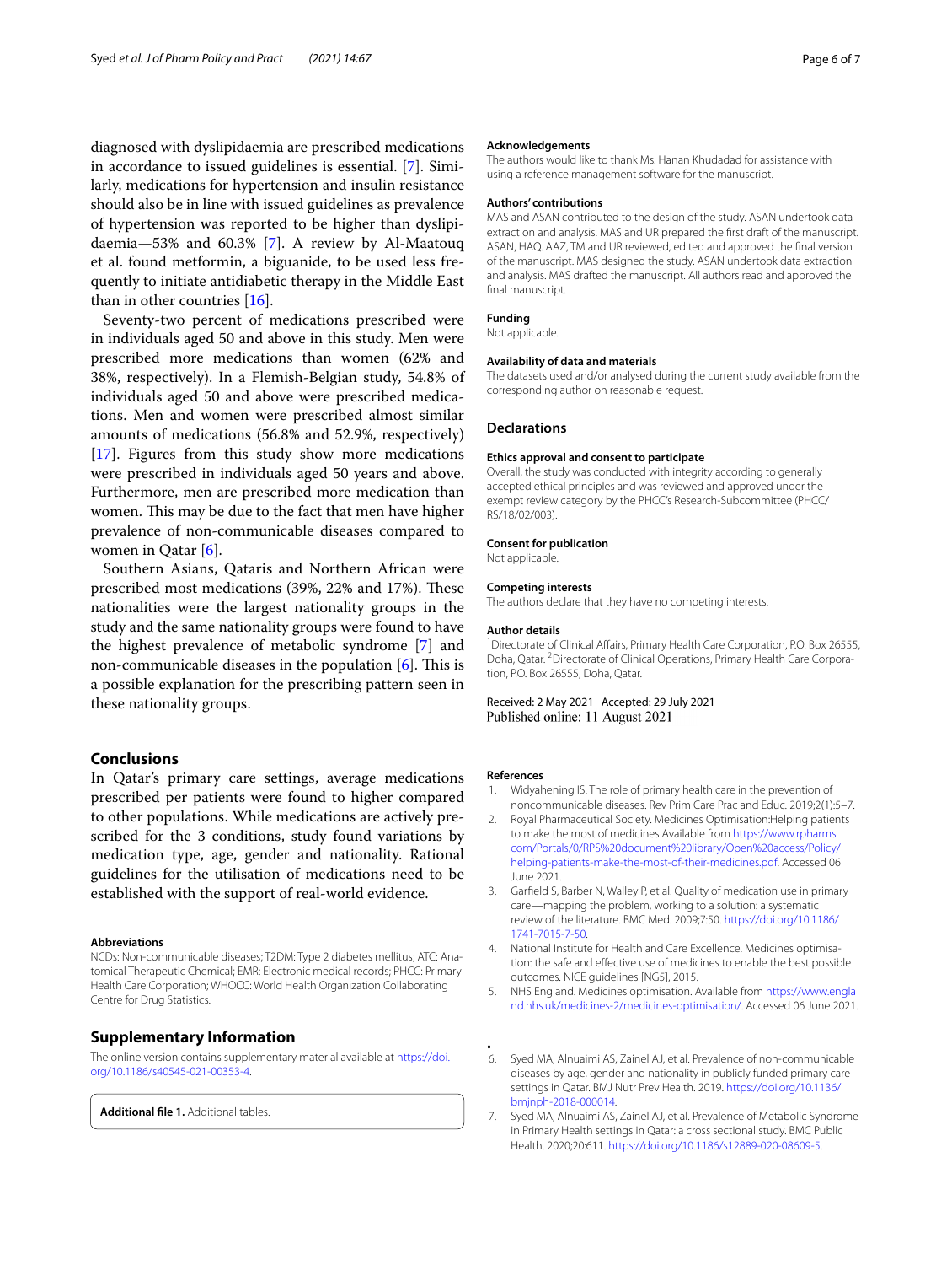diagnosed with dyslipidaemia are prescribed medications in accordance to issued guidelines is essential. [7]. Similarly, medications for hypertension and insulin resistance should also be in line with issued guidelines as prevalence of hypertension was reported to be higher than dyslipidaemia—53% and 60.3% [7]. A review by Al-Maatouq et al. found metformin, a biguanide, to be used less frequently to initiate antidiabetic therapy in the Middle East than in other countries [16].

Seventy-two percent of medications prescribed were in individuals aged 50 and above in this study. Men were prescribed more medications than women (62% and 38%, respectively). In a Flemish-Belgian study, 54.8% of individuals aged 50 and above were prescribed medications. Men and women were prescribed almost similar amounts of medications (56.8% and 52.9%, respectively) [17]. Figures from this study show more medications were prescribed in individuals aged 50 years and above. Furthermore, men are prescribed more medication than women. This may be due to the fact that men have higher prevalence of non-communicable diseases compared to women in Qatar [6].

Southern Asians, Qataris and Northern African were prescribed most medications (39%, 22% and 17%). These nationalities were the largest nationality groups in the study and the same nationality groups were found to have the highest prevalence of metabolic syndrome [7] and non-communicable diseases in the population [6]. This is a possible explanation for the prescribing pattern seen in these nationality groups.

## Conclusions

In Qatar's primary care settings, average medications prescribed per patients were found to higher compared to other populations. While medications are actively prescribed for the 3 conditions, study found variations by medication type, age, gender and nationality. Rational guidelines for the utilisation of medications need to be established with the support of real-world evidence.

#### Abbreviations

NCDs: Non-communicable diseases; T2DM: Type 2 diabetes mellitus; ATC: Anatomical Therapeutic Chemical; EMR: Electronic medical records; PHCC: Primary Health Care Corporation; WHOCC: World Health Organization Collaborating Centre for Drug Statistics.

## Supplementary Information

The online version contains supplementary material available at https://doi.org/10.1186/s40545-021-00353-4.

**Additional file 1.** Additional tables.

#### Acknowledgements

The authors would like to thank Ms. Hanan Khudadad for assistance with using a reference management software for the manuscript.

#### Authors' contributions

MAS and ASAN contributed to the design of the study. ASAN undertook data extraction and analysis. MAS and UR prepared the first draft of the manuscript. ASAN, HAQ. AAZ, TM and UR reviewed, edited and approved the final version of the manuscript. MAS designed the study. ASAN undertook data extraction and analysis. MAS drafted the manuscript. All authors read and approved the final manuscript.

#### Funding

Not applicable.

#### Availability of data and materials

The datasets used and/or analysed during the current study available from the corresponding author on reasonable request.

## Declarations

#### Ethics approval and consent to participate

Overall, the study was conducted with integrity according to generally accepted ethical principles and was reviewed and approved under the exempt review category by the PHCC's Research-Subcommittee (PHCC/RS/18/02/003).

#### Consent for publication

Not applicable.

#### Competing interests

The authors declare that they have no competing interests.

#### Author details

[1] Directorate of Clinical Affairs, Primary Health Care Corporation, P.O. Box 26555, Doha, Qatar. [2] Directorate of Clinical Operations, Primary Health Care Corporation, P.O. Box 26555, Doha, Qatar.

Received: 2 May 2021 Accepted: 29 July 2021
Published online: 11 August 2021

#### References

1. Widyahening IS. The role of primary health care in the prevention of noncommunicable diseases. Rev Prim Care Prac and Educ. 2019;2(1):5–7.
2. Royal Pharmaceutical Society. Medicines Optimisation:Helping patients to make the most of medicines Available from https://www.rpharms.com/Portals/0/RPS%20document%20library/Open%20access/Policy/helping-patients-make-the-most-of-their-medicines.pdf. Accessed 06 June 2021.
3. Garfield S, Barber N, Walley P, et al. Quality of medication use in primary care—mapping the problem, working to a solution: a systematic review of the literature. BMC Med. 2009;7:50. https://doi.org/10.1186/1741-7015-7-50.
4. National Institute for Health and Care Excellence. Medicines optimisation: the safe and effective use of medicines to enable the best possible outcomes. NICE guidelines [NG5], 2015.
5. NHS England. Medicines optimisation. Available from https://www.england.nhs.uk/medicines-2/medicines-optimisation/. Accessed 06 June 2021.
6. Syed MA, Alnuaimi AS, Zainel AJ, et al. Prevalence of non-communicable diseases by age, gender and nationality in publicly funded primary care settings in Qatar. BMJ Nutr Prev Health. 2019. https://doi.org/10.1136/bmjnph-2018-000014.
7. Syed MA, Alnuaimi AS, Zainel AJ, et al. Prevalence of Metabolic Syndrome in Primary Health settings in Qatar: a cross sectional study. BMC Public Health. 2020;20:611. https://doi.org/10.1186/s12889-020-08609-5.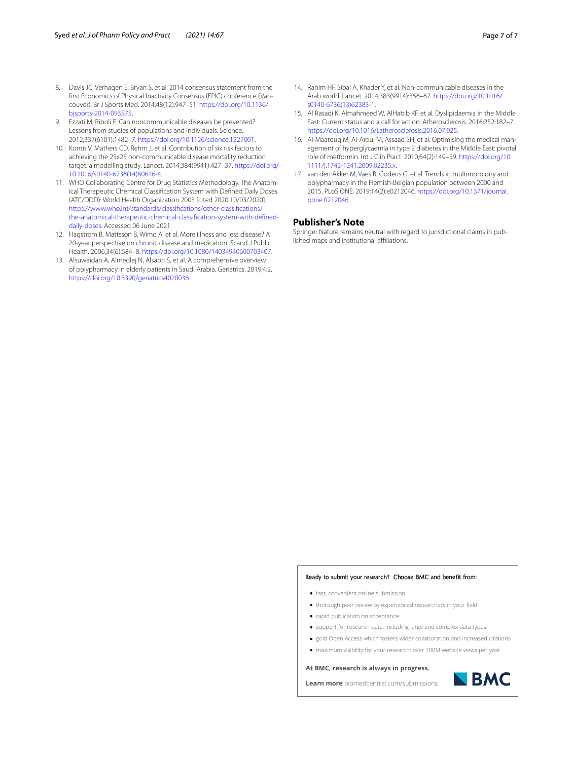8. Davis JC, Verhagen E, Bryan S, et al. 2014 consensus statement from the first Economics of Physical Inactivity Consensus (EPIC) conference (Vancouver). Br J Sports Med. 2014;48(12):947–51. https://doi.org/10.1136/bjsports-2014-093575.
9. Ezzati M, Riboli E. Can noncommunicable diseases be prevented? Lessons from studies of populations and individuals. Science. 2012;337(6101):1482–7. https://doi.org/10.1126/science.1227001.
10. Kontis V, Mathers CD, Rehm J, et al. Contribution of six risk factors to achieving the 25x25 non-communicable disease mortality reduction target: a modelling study. Lancet. 2014;384(9941):427–37. https://doi.org/10.1016/s0140-6736(14)60616-4.
11. WHO Collaborating Centre for Drug Statistics Methodology. The Anatomical Therapeutic Chemical Classification System with Defined Daily Doses (ATC/DDD): World Health Organization 2003 [cited 2020 10/03/2020]. https://www.who.int/standards/classifications/other-classifications/the-anatomical-therapeutic-chemical-classification-system-with-defined-daily-doses. Accessed 06 June 2021.
12. Hagstrom B, Mattsson B, Wimo A, et al. More illness and less disease? A 20-year perspective on chronic disease and medication. Scand J Public Health. 2006;34(6):584–8. https://doi.org/10.1080/14034940600703407.
13. Alsuwaidan A, Almedlej N, Alsabti S, et al. A comprehensive overview of polypharmacy in elderly patients in Saudi Arabia. Geriatrics. 2019;4:2. https://doi.org/10.3390/geriatrics4020036.
14. Rahim HF, Sibai A, Khader Y, et al. Non-communicable diseases in the Arab world. Lancet. 2014;383(9914):356–67. https://doi.org/10.1016/s0140-6736(13)62383-1.
15. Al Rasadi K, Almahmeed W, AlHabib KF, et al. Dyslipidaemia in the Middle East: Current status and a call for action. Atherosclerosis. 2016;252:182–7. https://doi.org/10.1016/j.atherosclerosis.2016.07.925.
16. Al-Maatouq M, Al-Arouj M, Assaad SH, et al. Optimising the medical management of hyperglycaemia in type 2 diabetes in the Middle East: pivotal role of metformin. Int J Clin Pract. 2010;64(2):149–59. https://doi.org/10.1111/j.1742-1241.2009.02235.x.
17. van den Akker M, Vaes B, Goderis G, et al. Trends in multimorbidity and polypharmacy in the Flemish-Belgian population between 2000 and 2015. PLoS ONE. 2019;14(2):e0212046. https://doi.org/10.1371/journal.pone.0212046.

## Publisher's Note

Springer Nature remains neutral with regard to jurisdictional claims in published maps and institutional affiliations.

Ready to submit your research? Choose BMC and benefit from:

- fast, convenient online submission
- thorough peer review by experienced researchers in your field
- rapid publication on acceptance
- support for research data, including large and complex data types
- gold Open Access which fosters wider collaboration and increased citations
- maximum visibility for your research: over 100M website views per year

**At BMC, research is always in progress.**

**Learn more** biomedcentral.com/submissions

BMC